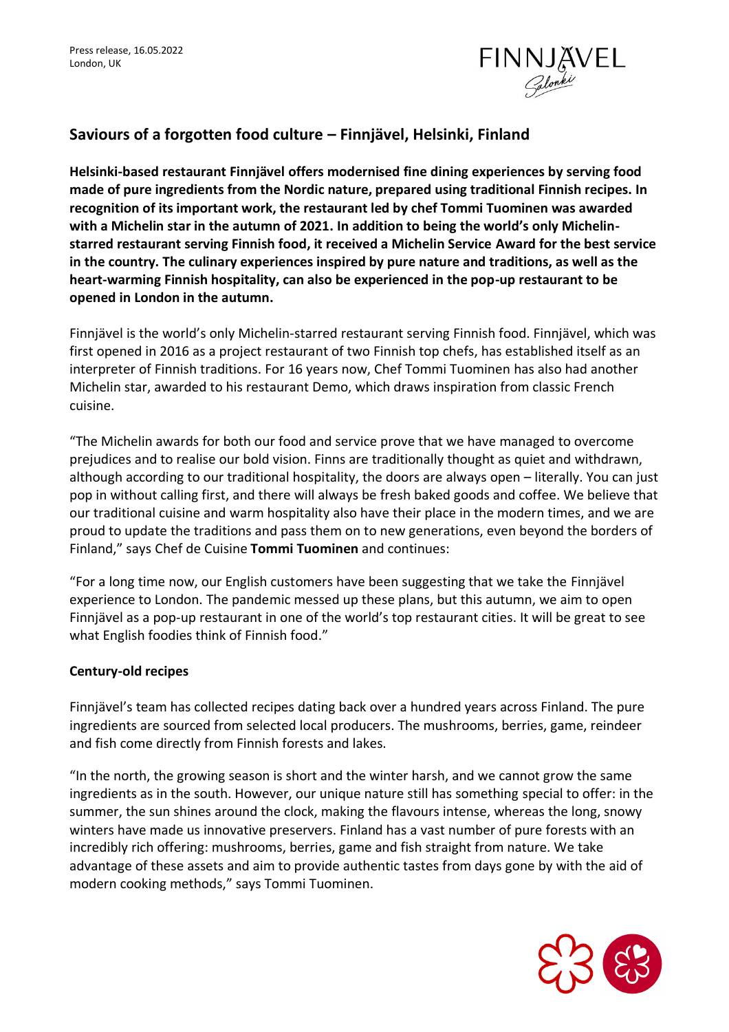Press release, 16.05.2022
London, UK

## Saviours of a forgotten food culture – Finnjävel, Helsinki, Finland

**Helsinki-based restaurant Finnjävel offers modernised fine dining experiences by serving food made of pure ingredients from the Nordic nature, prepared using traditional Finnish recipes. In recognition of its important work, the restaurant led by chef Tommi Tuominen was awarded with a Michelin star in the autumn of 2021. In addition to being the world's only Michelin-starred restaurant serving Finnish food, it received a Michelin Service Award for the best service in the country. The culinary experiences inspired by pure nature and traditions, as well as the heart-warming Finnish hospitality, can also be experienced in the pop-up restaurant to be opened in London in the autumn.**

Finnjävel is the world's only Michelin-starred restaurant serving Finnish food. Finnjävel, which was first opened in 2016 as a project restaurant of two Finnish top chefs, has established itself as an interpreter of Finnish traditions. For 16 years now, Chef Tommi Tuominen has also had another Michelin star, awarded to his restaurant Demo, which draws inspiration from classic French cuisine.

"The Michelin awards for both our food and service prove that we have managed to overcome prejudices and to realise our bold vision. Finns are traditionally thought as quiet and withdrawn, although according to our traditional hospitality, the doors are always open – literally. You can just pop in without calling first, and there will always be fresh baked goods and coffee. We believe that our traditional cuisine and warm hospitality also have their place in the modern times, and we are proud to update the traditions and pass them on to new generations, even beyond the borders of Finland," says Chef de Cuisine **Tommi Tuominen** and continues:

"For a long time now, our English customers have been suggesting that we take the Finnjävel experience to London. The pandemic messed up these plans, but this autumn, we aim to open Finnjävel as a pop-up restaurant in one of the world's top restaurant cities. It will be great to see what English foodies think of Finnish food."

### Century-old recipes

Finnjävel's team has collected recipes dating back over a hundred years across Finland. The pure ingredients are sourced from selected local producers. The mushrooms, berries, game, reindeer and fish come directly from Finnish forests and lakes.

"In the north, the growing season is short and the winter harsh, and we cannot grow the same ingredients as in the south. However, our unique nature still has something special to offer: in the summer, the sun shines around the clock, making the flavours intense, whereas the long, snowy winters have made us innovative preservers. Finland has a vast number of pure forests with an incredibly rich offering: mushrooms, berries, game and fish straight from nature. We take advantage of these assets and aim to provide authentic tastes from days gone by with the aid of modern cooking methods," says Tommi Tuominen.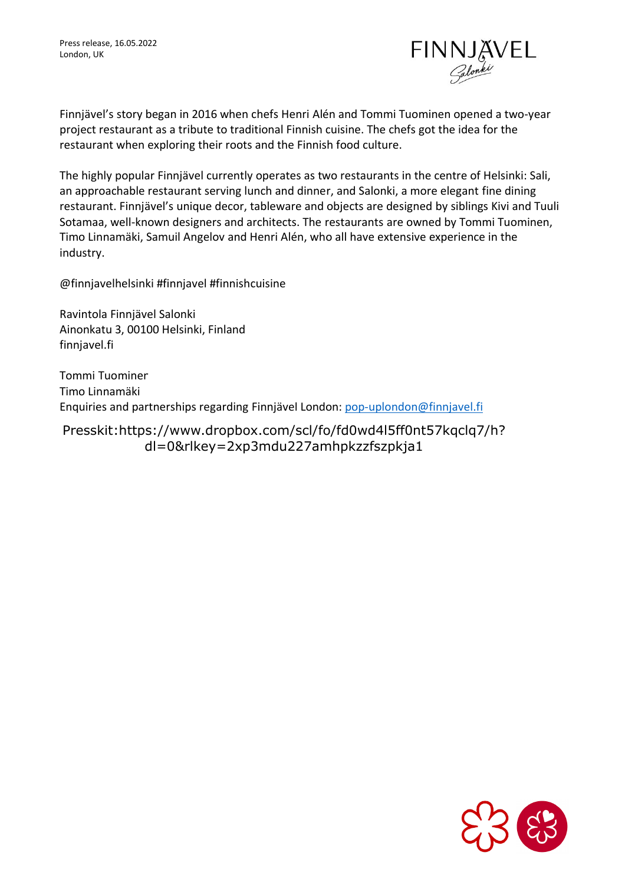Press release, 16.05.2022
London, UK

FINNJÄVEL
*Salonki*

Finnjävel's story began in 2016 when chefs Henri Alén and Tommi Tuominen opened a two-year project restaurant as a tribute to traditional Finnish cuisine. The chefs got the idea for the restaurant when exploring their roots and the Finnish food culture.

The highly popular Finnjävel currently operates as two restaurants in the centre of Helsinki: Sali, an approachable restaurant serving lunch and dinner, and Salonki, a more elegant fine dining restaurant. Finnjävel's unique decor, tableware and objects are designed by siblings Kivi and Tuuli Sotamaa, well-known designers and architects. The restaurants are owned by Tommi Tuominen, Timo Linnamäki, Samuil Angelov and Henri Alén, who all have extensive experience in the industry.

@finnjavelhelsinki #finnjavel #finnishcuisine

Ravintola Finnjävel Salonki
Ainonkatu 3, 00100 Helsinki, Finland
finnjavel.fi

Tommi Tuominer
Timo Linnamäki
Enquiries and partnerships regarding Finnjävel London: pop-uplondon@finnjavel.fi

Presskit:https://www.dropbox.com/scl/fo/fd0wd4l5ff0nt57kqclq7/h?dl=0&rlkey=2xp3mdu227amhpkzzfszpkja1